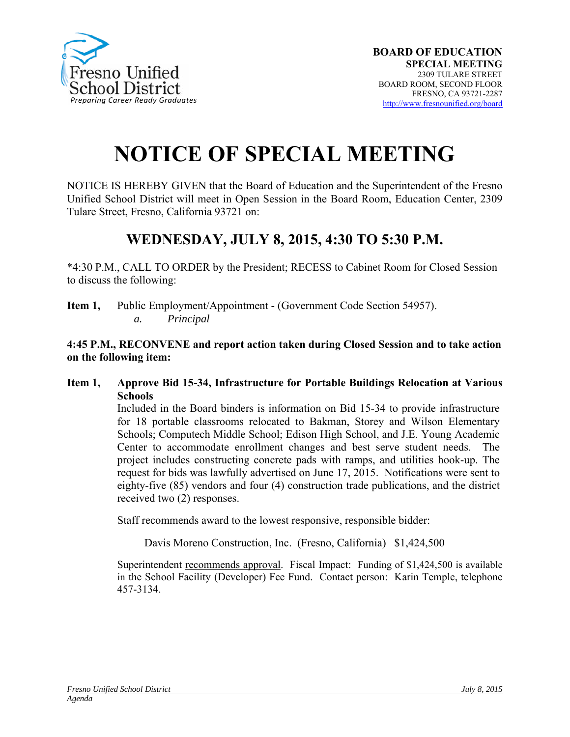Fresno Unified School District
*Preparing Career Ready Graduates*

**BOARD OF EDUCATION**
**SPECIAL MEETING**
2309 TULARE STREET
BOARD ROOM, SECOND FLOOR
FRESNO, CA 93721-2287
http://www.fresnounified.org/board

# NOTICE OF SPECIAL MEETING

NOTICE IS HEREBY GIVEN that the Board of Education and the Superintendent of the Fresno Unified School District will meet in Open Session in the Board Room, Education Center, 2309 Tulare Street, Fresno, California 93721 on:

## WEDNESDAY, JULY 8, 2015, 4:30 TO 5:30 P.M.

*4:30 P.M., CALL TO ORDER by the President; RECESS to Cabinet Room for Closed Session to discuss the following:

**Item 1,** Public Employment/Appointment - (Government Code Section 54957).
*a. Principal*

**4:45 P.M., RECONVENE and report action taken during Closed Session and to take action on the following item:**

**Item 1, Approve Bid 15-34, Infrastructure for Portable Buildings Relocation at Various Schools**

Included in the Board binders is information on Bid 15-34 to provide infrastructure for 18 portable classrooms relocated to Bakman, Storey and Wilson Elementary Schools; Computech Middle School; Edison High School, and J.E. Young Academic Center to accommodate enrollment changes and best serve student needs. The project includes constructing concrete pads with ramps, and utilities hook-up. The request for bids was lawfully advertised on June 17, 2015. Notifications were sent to eighty-five (85) vendors and four (4) construction trade publications, and the district received two (2) responses.

Staff recommends award to the lowest responsive, responsible bidder:

Davis Moreno Construction, Inc. (Fresno, California) $1,424,500

Superintendent recommends approval. Fiscal Impact: Funding of $1,424,500 is available in the School Facility (Developer) Fee Fund. Contact person: Karin Temple, telephone 457-3134.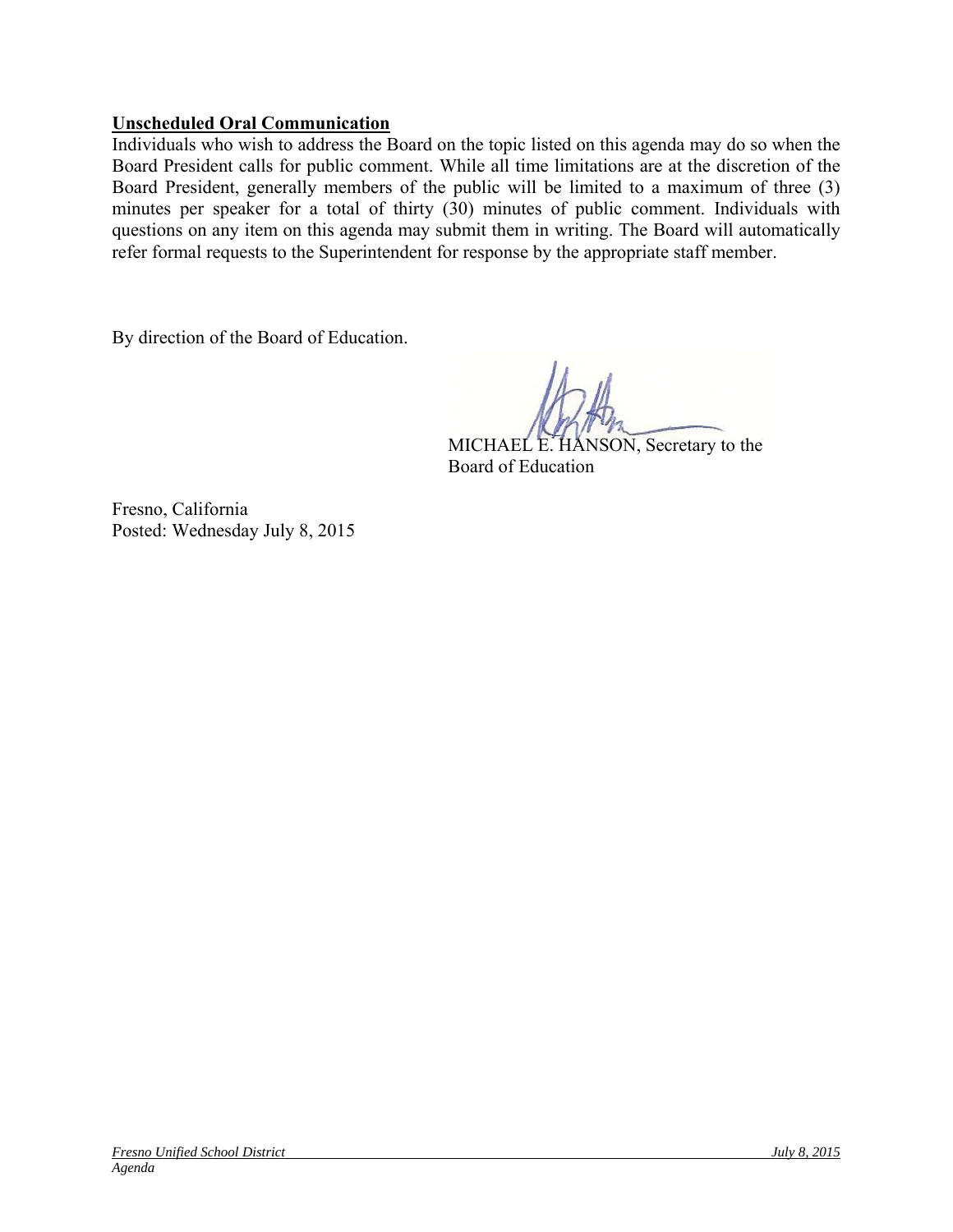**Unscheduled Oral Communication**

Individuals who wish to address the Board on the topic listed on this agenda may do so when the Board President calls for public comment. While all time limitations are at the discretion of the Board President, generally members of the public will be limited to a maximum of three (3) minutes per speaker for a total of thirty (30) minutes of public comment. Individuals with questions on any item on this agenda may submit them in writing. The Board will automatically refer formal requests to the Superintendent for response by the appropriate staff member.

By direction of the Board of Education.

MICHAEL E. HANSON, Secretary to the Board of Education

Fresno, California
Posted: Wednesday July 8, 2015